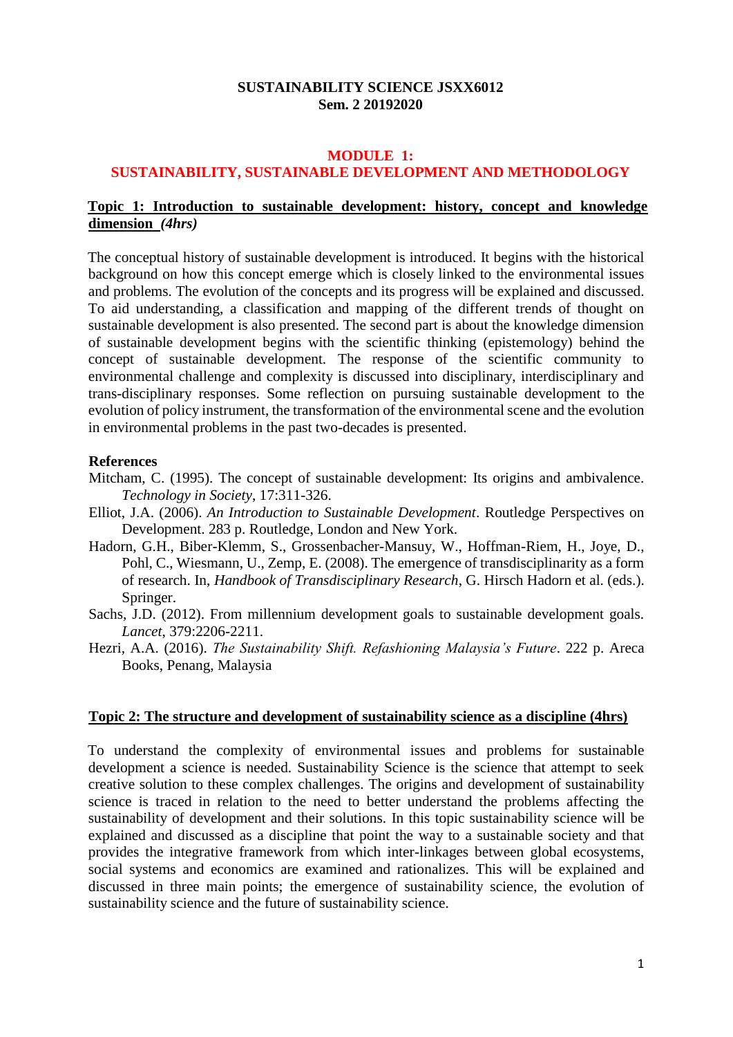**SUSTAINABILITY SCIENCE JSXX6012**
**Sem. 2 20192020**

# MODULE 1: SUSTAINABILITY, SUSTAINABLE DEVELOPMENT AND METHODOLOGY

## Topic 1: Introduction to sustainable development: history, concept and knowledge dimension *(4hrs)*

The conceptual history of sustainable development is introduced. It begins with the historical background on how this concept emerge which is closely linked to the environmental issues and problems. The evolution of the concepts and its progress will be explained and discussed. To aid understanding, a classification and mapping of the different trends of thought on sustainable development is also presented. The second part is about the knowledge dimension of sustainable development begins with the scientific thinking (epistemology) behind the concept of sustainable development. The response of the scientific community to environmental challenge and complexity is discussed into disciplinary, interdisciplinary and trans-disciplinary responses. Some reflection on pursuing sustainable development to the evolution of policy instrument, the transformation of the environmental scene and the evolution in environmental problems in the past two-decades is presented.

**References**

Mitcham, C. (1995). The concept of sustainable development: Its origins and ambivalence. *Technology in Society*, 17:311-326.

Elliot, J.A. (2006). *An Introduction to Sustainable Development*. Routledge Perspectives on Development. 283 p. Routledge, London and New York.

Hadorn, G.H., Biber-Klemm, S., Grossenbacher-Mansuy, W., Hoffman-Riem, H., Joye, D., Pohl, C., Wiesmann, U., Zemp, E. (2008). The emergence of transdisciplinarity as a form of research. In, *Handbook of Transdisciplinary Research*, G. Hirsch Hadorn et al. (eds.). Springer.

Sachs, J.D. (2012). From millennium development goals to sustainable development goals. *Lancet*, 379:2206-2211.

Hezri, A.A. (2016). *The Sustainability Shift. Refashioning Malaysia's Future*. 222 p. Areca Books, Penang, Malaysia

## Topic 2: The structure and development of sustainability science as a discipline (4hrs)

To understand the complexity of environmental issues and problems for sustainable development a science is needed. Sustainability Science is the science that attempt to seek creative solution to these complex challenges. The origins and development of sustainability science is traced in relation to the need to better understand the problems affecting the sustainability of development and their solutions. In this topic sustainability science will be explained and discussed as a discipline that point the way to a sustainable society and that provides the integrative framework from which inter-linkages between global ecosystems, social systems and economics are examined and rationalizes. This will be explained and discussed in three main points; the emergence of sustainability science, the evolution of sustainability science and the future of sustainability science.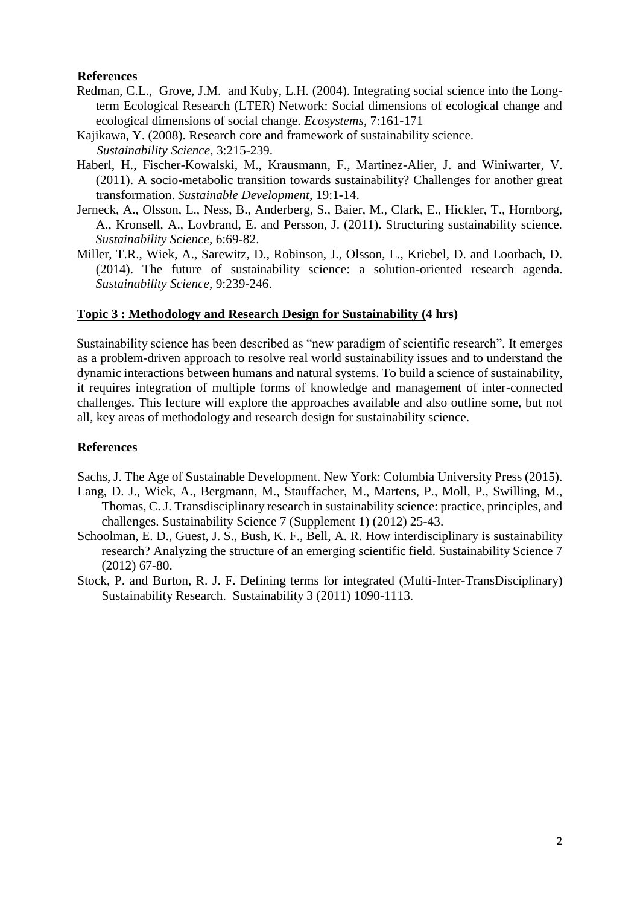**References**

Redman, C.L., Grove, J.M. and Kuby, L.H. (2004). Integrating social science into the Long-term Ecological Research (LTER) Network: Social dimensions of ecological change and ecological dimensions of social change. *Ecosystems*, 7:161-171

Kajikawa, Y. (2008). Research core and framework of sustainability science. *Sustainability Science*, 3:215-239.

Haberl, H., Fischer-Kowalski, M., Krausmann, F., Martinez-Alier, J. and Winiwarter, V. (2011). A socio-metabolic transition towards sustainability? Challenges for another great transformation. *Sustainable Development*, 19:1-14.

Jerneck, A., Olsson, L., Ness, B., Anderberg, S., Baier, M., Clark, E., Hickler, T., Hornborg, A., Kronsell, A., Lovbrand, E. and Persson, J. (2011). Structuring sustainability science. *Sustainability Science*, 6:69-82.

Miller, T.R., Wiek, A., Sarewitz, D., Robinson, J., Olsson, L., Kriebel, D. and Loorbach, D. (2014). The future of sustainability science: a solution-oriented research agenda. *Sustainability Science*, 9:239-246.

**Topic 3 : Methodology and Research Design for Sustainability (4 hrs)**

Sustainability science has been described as "new paradigm of scientific research". It emerges as a problem-driven approach to resolve real world sustainability issues and to understand the dynamic interactions between humans and natural systems. To build a science of sustainability, it requires integration of multiple forms of knowledge and management of inter-connected challenges. This lecture will explore the approaches available and also outline some, but not all, key areas of methodology and research design for sustainability science.

**References**

Sachs, J. The Age of Sustainable Development. New York: Columbia University Press (2015).

Lang, D. J., Wiek, A., Bergmann, M., Stauffacher, M., Martens, P., Moll, P., Swilling, M., Thomas, C. J. Transdisciplinary research in sustainability science: practice, principles, and challenges. Sustainability Science 7 (Supplement 1) (2012) 25-43.

Schoolman, E. D., Guest, J. S., Bush, K. F., Bell, A. R. How interdisciplinary is sustainability research? Analyzing the structure of an emerging scientific field. Sustainability Science 7 (2012) 67-80.

Stock, P. and Burton, R. J. F. Defining terms for integrated (Multi-Inter-TransDisciplinary) Sustainability Research. Sustainability 3 (2011) 1090-1113.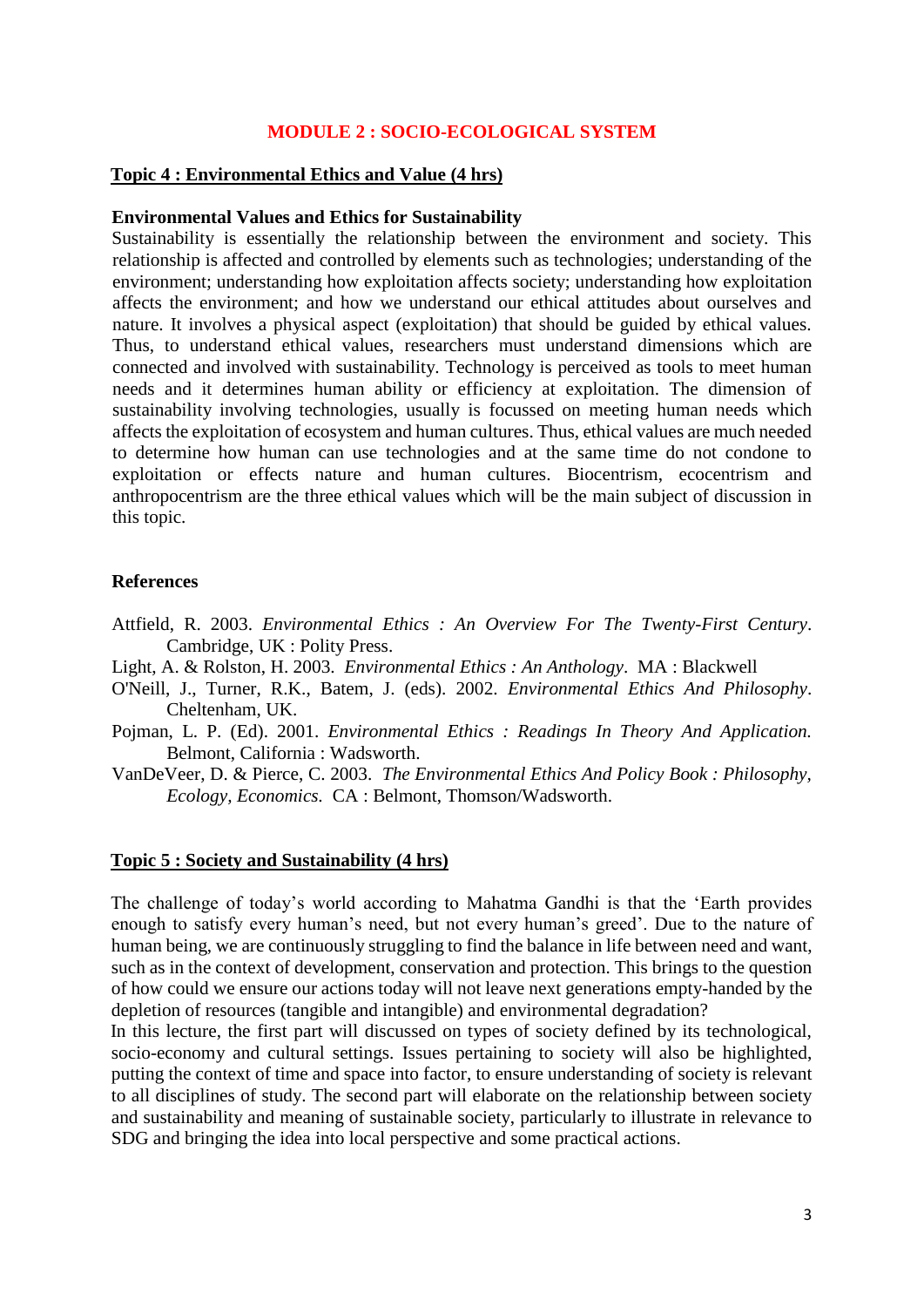# MODULE 2 : SOCIO-ECOLOGICAL SYSTEM

## Topic 4 : Environmental Ethics and Value (4 hrs)

### Environmental Values and Ethics for Sustainability

Sustainability is essentially the relationship between the environment and society. This relationship is affected and controlled by elements such as technologies; understanding of the environment; understanding how exploitation affects society; understanding how exploitation affects the environment; and how we understand our ethical attitudes about ourselves and nature. It involves a physical aspect (exploitation) that should be guided by ethical values. Thus, to understand ethical values, researchers must understand dimensions which are connected and involved with sustainability. Technology is perceived as tools to meet human needs and it determines human ability or efficiency at exploitation. The dimension of sustainability involving technologies, usually is focussed on meeting human needs which affects the exploitation of ecosystem and human cultures. Thus, ethical values are much needed to determine how human can use technologies and at the same time do not condone to exploitation or effects nature and human cultures. Biocentrism, ecocentrism and anthropocentrism are the three ethical values which will be the main subject of discussion in this topic.

### References

Attfield, R. 2003. *Environmental Ethics : An Overview For The Twenty-First Century*. Cambridge, UK : Polity Press.

Light, A. & Rolston, H. 2003. *Environmental Ethics : An Anthology*. MA : Blackwell

O'Neill, J., Turner, R.K., Batem, J. (eds). 2002. *Environmental Ethics And Philosophy*. Cheltenham, UK.

Pojman, L. P. (Ed). 2001. *Environmental Ethics : Readings In Theory And Application.* Belmont, California : Wadsworth.

VanDeVeer, D. & Pierce, C. 2003. *The Environmental Ethics And Policy Book : Philosophy, Ecology, Economics.* CA : Belmont, Thomson/Wadsworth.

## Topic 5 : Society and Sustainability (4 hrs)

The challenge of today's world according to Mahatma Gandhi is that the 'Earth provides enough to satisfy every human's need, but not every human's greed'. Due to the nature of human being, we are continuously struggling to find the balance in life between need and want, such as in the context of development, conservation and protection. This brings to the question of how could we ensure our actions today will not leave next generations empty-handed by the depletion of resources (tangible and intangible) and environmental degradation?

In this lecture, the first part will discussed on types of society defined by its technological, socio-economy and cultural settings. Issues pertaining to society will also be highlighted, putting the context of time and space into factor, to ensure understanding of society is relevant to all disciplines of study. The second part will elaborate on the relationship between society and sustainability and meaning of sustainable society, particularly to illustrate in relevance to SDG and bringing the idea into local perspective and some practical actions.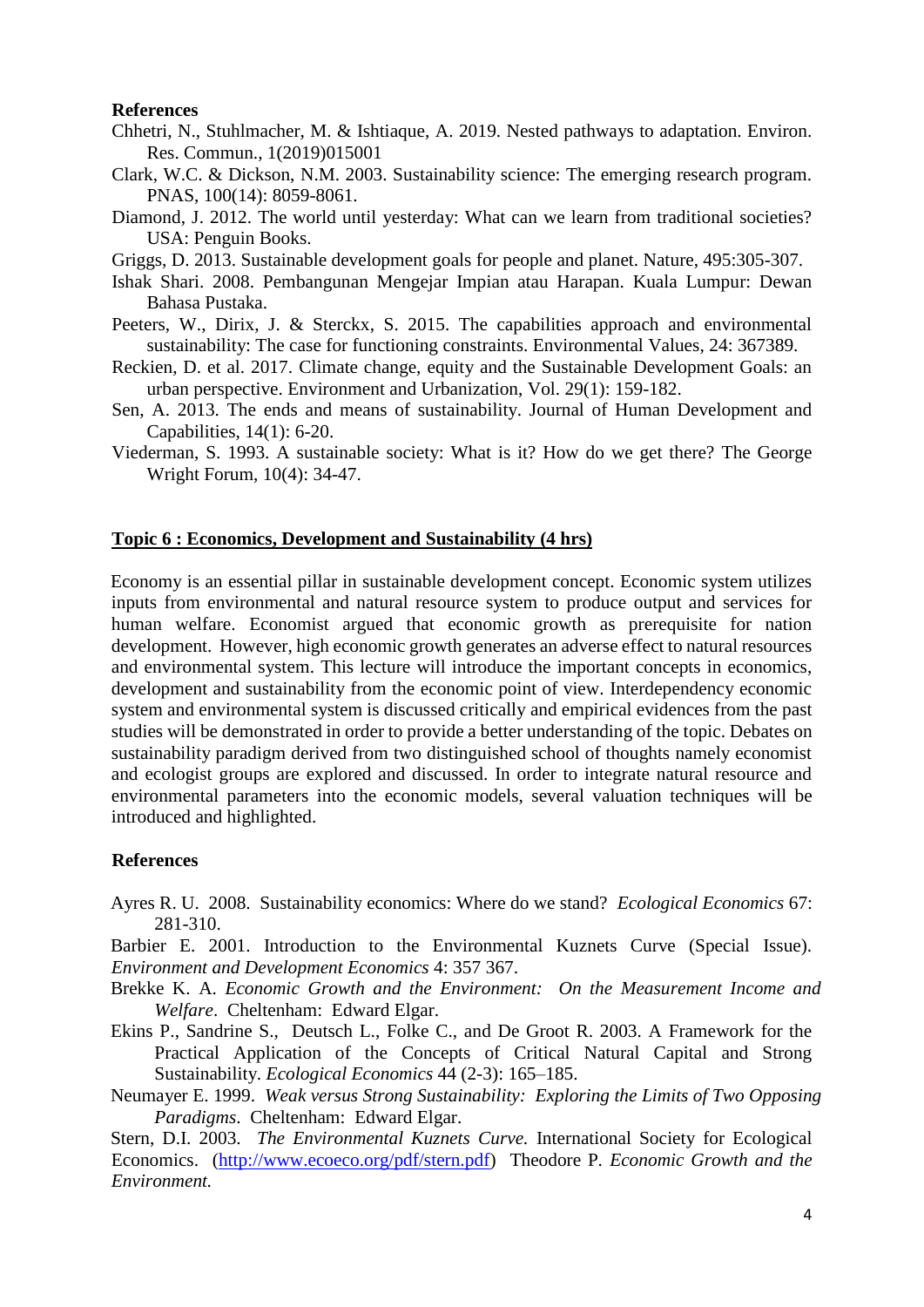**References**

Chhetri, N., Stuhlmacher, M. & Ishtiaque, A. 2019. Nested pathways to adaptation. Environ. Res. Commun., 1(2019)015001

Clark, W.C. & Dickson, N.M. 2003. Sustainability science: The emerging research program. PNAS, 100(14): 8059-8061.

Diamond, J. 2012. The world until yesterday: What can we learn from traditional societies? USA: Penguin Books.

Griggs, D. 2013. Sustainable development goals for people and planet. Nature, 495:305-307.

Ishak Shari. 2008. Pembangunan Mengejar Impian atau Harapan. Kuala Lumpur: Dewan Bahasa Pustaka.

Peeters, W., Dirix, J. & Sterckx, S. 2015. The capabilities approach and environmental sustainability: The case for functioning constraints. Environmental Values, 24: 367389.

Reckien, D. et al. 2017. Climate change, equity and the Sustainable Development Goals: an urban perspective. Environment and Urbanization, Vol. 29(1): 159-182.

Sen, A. 2013. The ends and means of sustainability. Journal of Human Development and Capabilities, 14(1): 6-20.

Viederman, S. 1993. A sustainable society: What is it? How do we get there? The George Wright Forum, 10(4): 34-47.

## Topic 6 : Economics, Development and Sustainability (4 hrs)

Economy is an essential pillar in sustainable development concept. Economic system utilizes inputs from environmental and natural resource system to produce output and services for human welfare. Economist argued that economic growth as prerequisite for nation development. However, high economic growth generates an adverse effect to natural resources and environmental system. This lecture will introduce the important concepts in economics, development and sustainability from the economic point of view. Interdependency economic system and environmental system is discussed critically and empirical evidences from the past studies will be demonstrated in order to provide a better understanding of the topic. Debates on sustainability paradigm derived from two distinguished school of thoughts namely economist and ecologist groups are explored and discussed. In order to integrate natural resource and environmental parameters into the economic models, several valuation techniques will be introduced and highlighted.

**References**

Ayres R. U. 2008. Sustainability economics: Where do we stand? *Ecological Economics* 67: 281-310.

Barbier E. 2001. Introduction to the Environmental Kuznets Curve (Special Issue). *Environment and Development Economics* 4: 357 367.

Brekke K. A. *Economic Growth and the Environment: On the Measurement Income and Welfare*. Cheltenham: Edward Elgar.

Ekins P., Sandrine S., Deutsch L., Folke C., and De Groot R. 2003. A Framework for the Practical Application of the Concepts of Critical Natural Capital and Strong Sustainability. *Ecological Economics* 44 (2-3): 165–185.

Neumayer E. 1999. *Weak versus Strong Sustainability: Exploring the Limits of Two Opposing Paradigms*. Cheltenham: Edward Elgar.

Stern, D.I. 2003. *The Environmental Kuznets Curve.* International Society for Ecological Economics. (http://www.ecoeco.org/pdf/stern.pdf) Theodore P. *Economic Growth and the Environment.*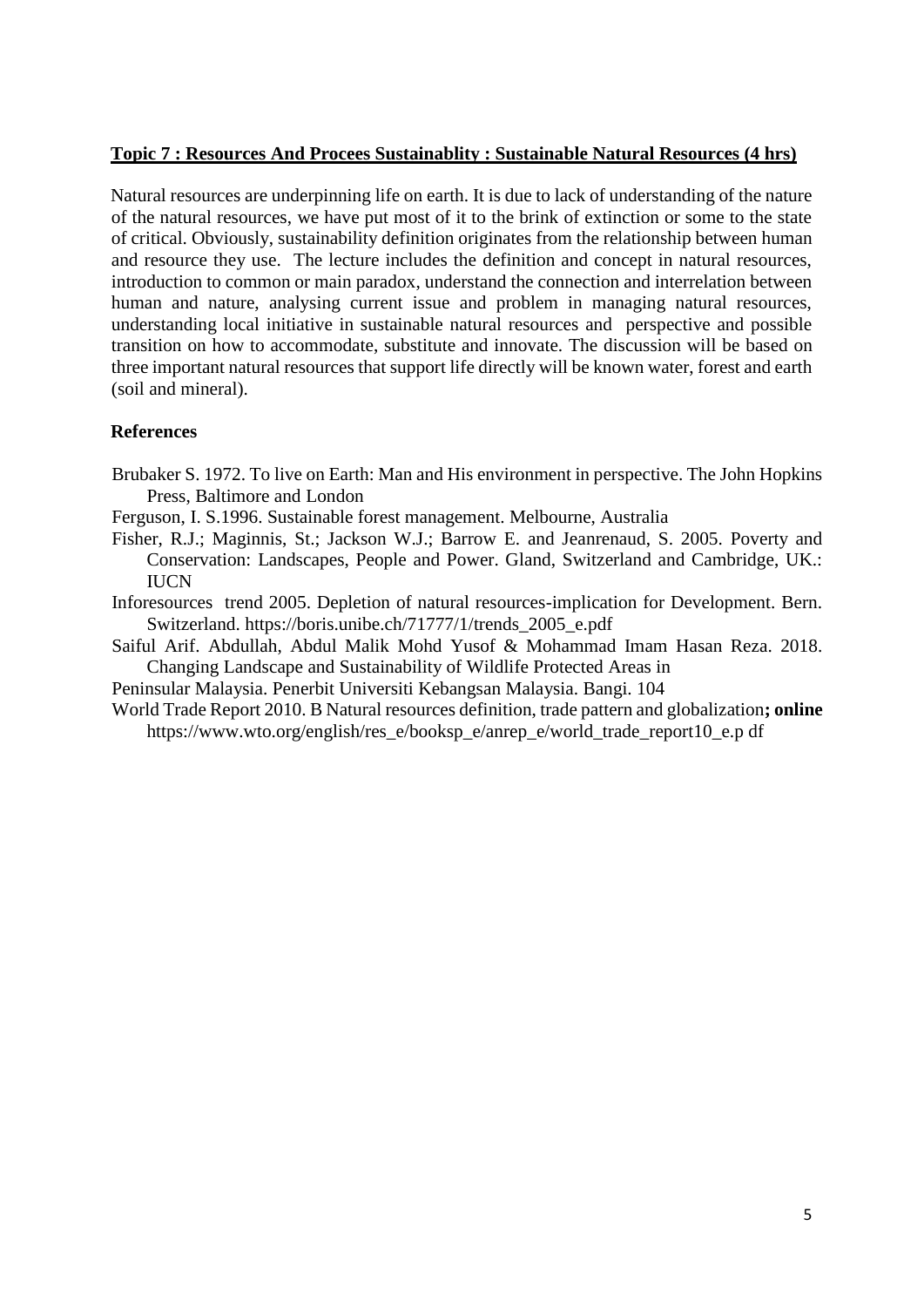**Topic 7 : Resources And Procees Sustainablity : Sustainable Natural Resources (4 hrs)**

Natural resources are underpinning life on earth. It is due to lack of understanding of the nature of the natural resources, we have put most of it to the brink of extinction or some to the state of critical. Obviously, sustainability definition originates from the relationship between human and resource they use. The lecture includes the definition and concept in natural resources, introduction to common or main paradox, understand the connection and interrelation between human and nature, analysing current issue and problem in managing natural resources, understanding local initiative in sustainable natural resources and perspective and possible transition on how to accommodate, substitute and innovate. The discussion will be based on three important natural resources that support life directly will be known water, forest and earth (soil and mineral).

**References**

Brubaker S. 1972. To live on Earth: Man and His environment in perspective. The John Hopkins Press, Baltimore and London

Ferguson, I. S.1996. Sustainable forest management. Melbourne, Australia

Fisher, R.J.; Maginnis, St.; Jackson W.J.; Barrow E. and Jeanrenaud, S. 2005. Poverty and Conservation: Landscapes, People and Power. Gland, Switzerland and Cambridge, UK.: IUCN

Inforesources trend 2005. Depletion of natural resources-implication for Development. Bern. Switzerland. https://boris.unibe.ch/71777/1/trends_2005_e.pdf

Saiful Arif. Abdullah, Abdul Malik Mohd Yusof & Mohammad Imam Hasan Reza. 2018. Changing Landscape and Sustainability of Wildlife Protected Areas in

Peninsular Malaysia. Penerbit Universiti Kebangsan Malaysia. Bangi. 104

World Trade Report 2010. B Natural resources definition, trade pattern and globalization**; online** https://www.wto.org/english/res_e/booksp_e/anrep_e/world_trade_report10_e.p df